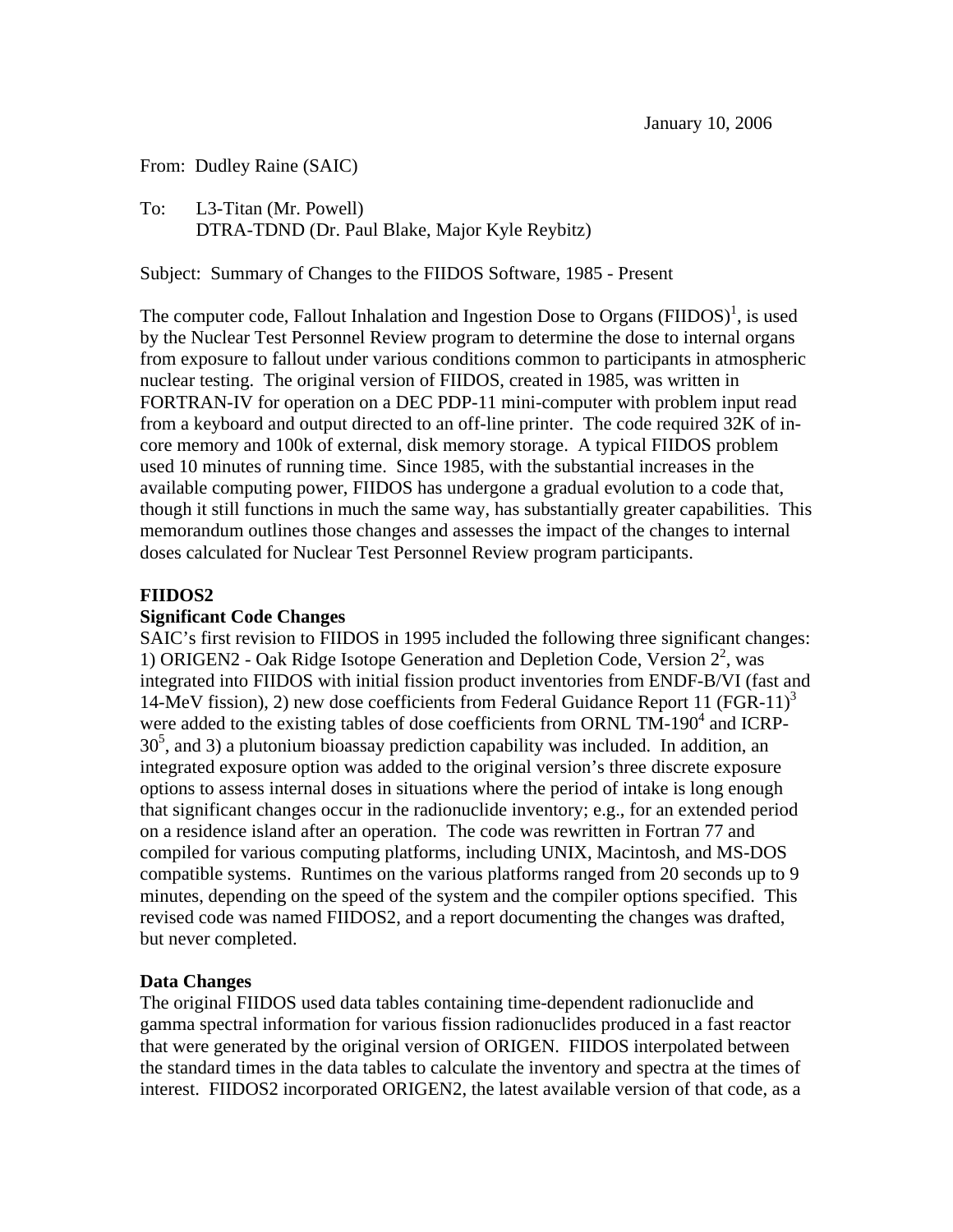January 10, 2006

From: Dudley Raine (SAIC)

To: L3-Titan (Mr. Powell)
DTRA-TDND (Dr. Paul Blake, Major Kyle Reybitz)

Subject: Summary of Changes to the FIIDOS Software, 1985 - Present

The computer code, Fallout Inhalation and Ingestion Dose to Organs (FIIDOS)[1], is used by the Nuclear Test Personnel Review program to determine the dose to internal organs from exposure to fallout under various conditions common to participants in atmospheric nuclear testing. The original version of FIIDOS, created in 1985, was written in FORTRAN-IV for operation on a DEC PDP-11 mini-computer with problem input read from a keyboard and output directed to an off-line printer. The code required 32K of in-core memory and 100k of external, disk memory storage. A typical FIIDOS problem used 10 minutes of running time. Since 1985, with the substantial increases in the available computing power, FIIDOS has undergone a gradual evolution to a code that, though it still functions in much the same way, has substantially greater capabilities. This memorandum outlines those changes and assesses the impact of the changes to internal doses calculated for Nuclear Test Personnel Review program participants.

**FIIDOS2**

**Significant Code Changes**

SAIC's first revision to FIIDOS in 1995 included the following three significant changes: 1) ORIGEN2 - Oak Ridge Isotope Generation and Depletion Code, Version 2[2], was integrated into FIIDOS with initial fission product inventories from ENDF-B/VI (fast and 14-MeV fission), 2) new dose coefficients from Federal Guidance Report 11 (FGR-11)[3] were added to the existing tables of dose coefficients from ORNL TM-190[4] and ICRP-30[5], and 3) a plutonium bioassay prediction capability was included. In addition, an integrated exposure option was added to the original version's three discrete exposure options to assess internal doses in situations where the period of intake is long enough that significant changes occur in the radionuclide inventory; e.g., for an extended period on a residence island after an operation. The code was rewritten in Fortran 77 and compiled for various computing platforms, including UNIX, Macintosh, and MS-DOS compatible systems. Runtimes on the various platforms ranged from 20 seconds up to 9 minutes, depending on the speed of the system and the compiler options specified. This revised code was named FIIDOS2, and a report documenting the changes was drafted, but never completed.

**Data Changes**

The original FIIDOS used data tables containing time-dependent radionuclide and gamma spectral information for various fission radionuclides produced in a fast reactor that were generated by the original version of ORIGEN. FIIDOS interpolated between the standard times in the data tables to calculate the inventory and spectra at the times of interest. FIIDOS2 incorporated ORIGEN2, the latest available version of that code, as a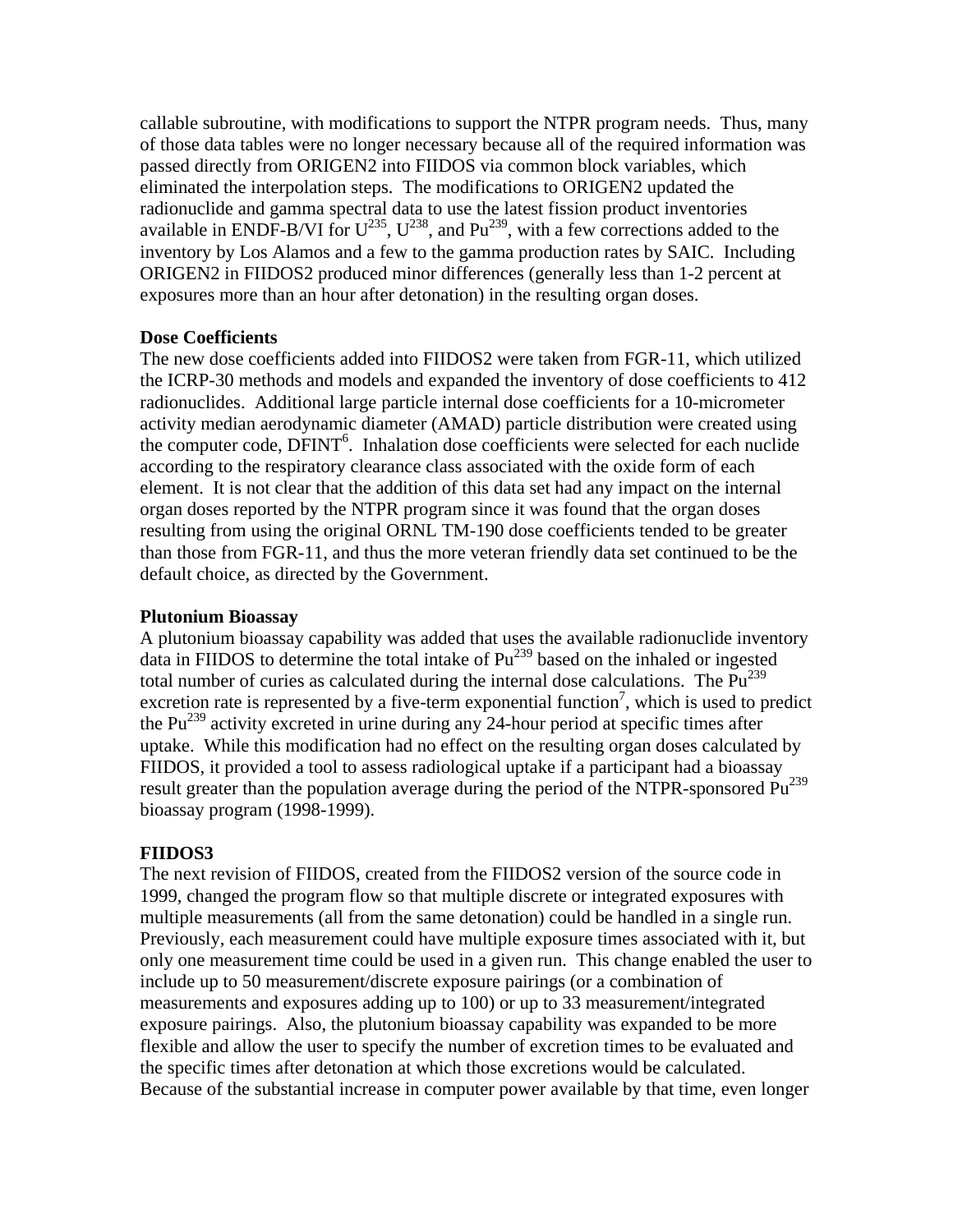callable subroutine, with modifications to support the NTPR program needs. Thus, many of those data tables were no longer necessary because all of the required information was passed directly from ORIGEN2 into FIIDOS via common block variables, which eliminated the interpolation steps. The modifications to ORIGEN2 updated the radionuclide and gamma spectral data to use the latest fission product inventories available in ENDF-B/VI for $U^{235}$, $U^{238}$, and $Pu^{239}$, with a few corrections added to the inventory by Los Alamos and a few to the gamma production rates by SAIC. Including ORIGEN2 in FIIDOS2 produced minor differences (generally less than 1-2 percent at exposures more than an hour after detonation) in the resulting organ doses.

**Dose Coefficients**

The new dose coefficients added into FIIDOS2 were taken from FGR-11, which utilized the ICRP-30 methods and models and expanded the inventory of dose coefficients to 412 radionuclides. Additional large particle internal dose coefficients for a 10-micrometer activity median aerodynamic diameter (AMAD) particle distribution were created using the computer code, DFINT[6]. Inhalation dose coefficients were selected for each nuclide according to the respiratory clearance class associated with the oxide form of each element. It is not clear that the addition of this data set had any impact on the internal organ doses reported by the NTPR program since it was found that the organ doses resulting from using the original ORNL TM-190 dose coefficients tended to be greater than those from FGR-11, and thus the more veteran friendly data set continued to be the default choice, as directed by the Government.

**Plutonium Bioassay**

A plutonium bioassay capability was added that uses the available radionuclide inventory data in FIIDOS to determine the total intake of $Pu^{239}$ based on the inhaled or ingested total number of curies as calculated during the internal dose calculations. The $Pu^{239}$ excretion rate is represented by a five-term exponential function[7], which is used to predict the $Pu^{239}$ activity excreted in urine during any 24-hour period at specific times after uptake. While this modification had no effect on the resulting organ doses calculated by FIIDOS, it provided a tool to assess radiological uptake if a participant had a bioassay result greater than the population average during the period of the NTPR-sponsored $Pu^{239}$ bioassay program (1998-1999).

**FIIDOS3**

The next revision of FIIDOS, created from the FIIDOS2 version of the source code in 1999, changed the program flow so that multiple discrete or integrated exposures with multiple measurements (all from the same detonation) could be handled in a single run. Previously, each measurement could have multiple exposure times associated with it, but only one measurement time could be used in a given run. This change enabled the user to include up to 50 measurement/discrete exposure pairings (or a combination of measurements and exposures adding up to 100) or up to 33 measurement/integrated exposure pairings. Also, the plutonium bioassay capability was expanded to be more flexible and allow the user to specify the number of excretion times to be evaluated and the specific times after detonation at which those excretions would be calculated. Because of the substantial increase in computer power available by that time, even longer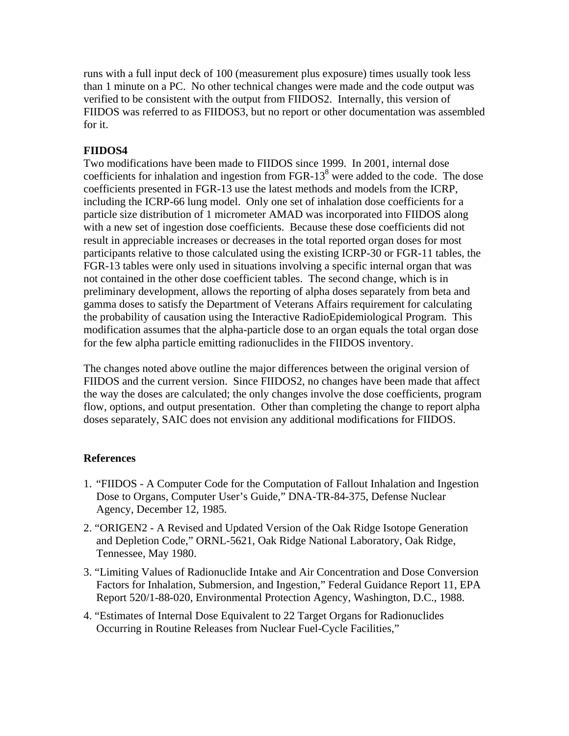runs with a full input deck of 100 (measurement plus exposure) times usually took less than 1 minute on a PC. No other technical changes were made and the code output was verified to be consistent with the output from FIIDOS2. Internally, this version of FIIDOS was referred to as FIIDOS3, but no report or other documentation was assembled for it.

**FIIDOS4**

Two modifications have been made to FIIDOS since 1999. In 2001, internal dose coefficients for inhalation and ingestion from FGR-13[8] were added to the code. The dose coefficients presented in FGR-13 use the latest methods and models from the ICRP, including the ICRP-66 lung model. Only one set of inhalation dose coefficients for a particle size distribution of 1 micrometer AMAD was incorporated into FIIDOS along with a new set of ingestion dose coefficients. Because these dose coefficients did not result in appreciable increases or decreases in the total reported organ doses for most participants relative to those calculated using the existing ICRP-30 or FGR-11 tables, the FGR-13 tables were only used in situations involving a specific internal organ that was not contained in the other dose coefficient tables. The second change, which is in preliminary development, allows the reporting of alpha doses separately from beta and gamma doses to satisfy the Department of Veterans Affairs requirement for calculating the probability of causation using the Interactive RadioEpidemiological Program. This modification assumes that the alpha-particle dose to an organ equals the total organ dose for the few alpha particle emitting radionuclides in the FIIDOS inventory.

The changes noted above outline the major differences between the original version of FIIDOS and the current version. Since FIIDOS2, no changes have been made that affect the way the doses are calculated; the only changes involve the dose coefficients, program flow, options, and output presentation. Other than completing the change to report alpha doses separately, SAIC does not envision any additional modifications for FIIDOS.

**References**

1. "FIIDOS - A Computer Code for the Computation of Fallout Inhalation and Ingestion Dose to Organs, Computer User's Guide," DNA-TR-84-375, Defense Nuclear Agency, December 12, 1985.
2. "ORIGEN2 - A Revised and Updated Version of the Oak Ridge Isotope Generation and Depletion Code," ORNL-5621, Oak Ridge National Laboratory, Oak Ridge, Tennessee, May 1980.
3. "Limiting Values of Radionuclide Intake and Air Concentration and Dose Conversion Factors for Inhalation, Submersion, and Ingestion," Federal Guidance Report 11, EPA Report 520/1-88-020, Environmental Protection Agency, Washington, D.C., 1988.
4. "Estimates of Internal Dose Equivalent to 22 Target Organs for Radionuclides Occurring in Routine Releases from Nuclear Fuel-Cycle Facilities,"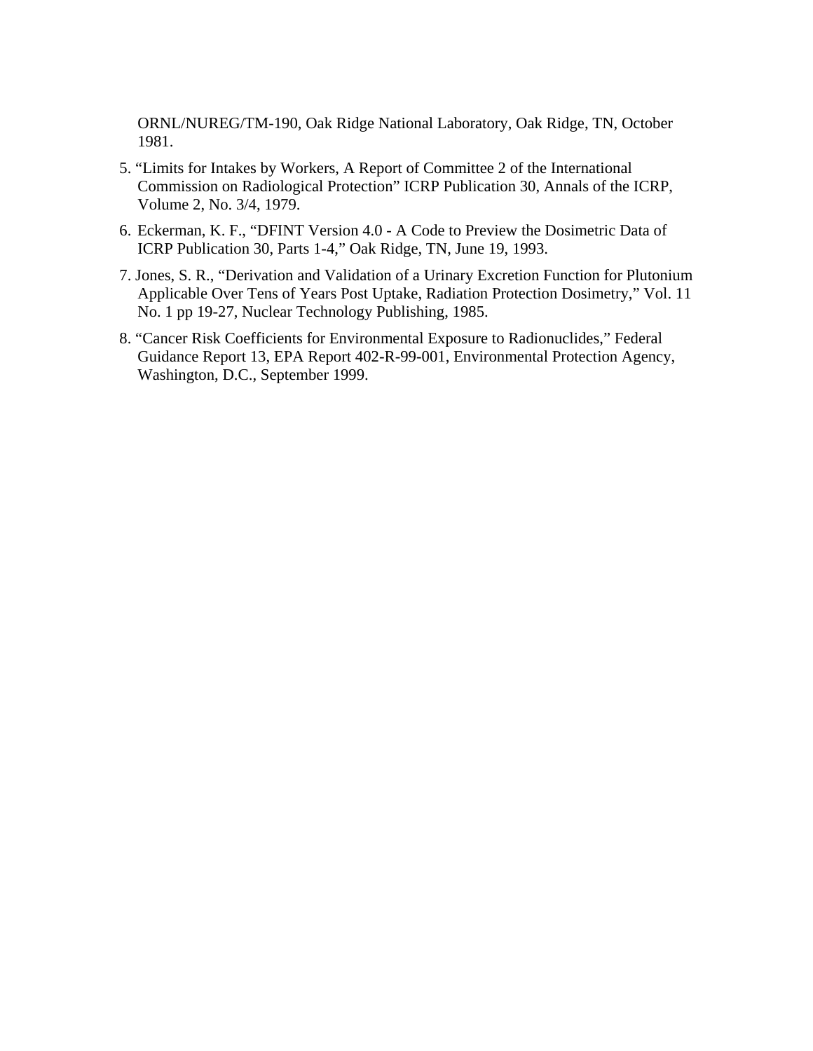ORNL/NUREG/TM-190, Oak Ridge National Laboratory, Oak Ridge, TN, October 1981.

5. "Limits for Intakes by Workers, A Report of Committee 2 of the International Commission on Radiological Protection" ICRP Publication 30, Annals of the ICRP, Volume 2, No. 3/4, 1979.

6. Eckerman, K. F., "DFINT Version 4.0 - A Code to Preview the Dosimetric Data of ICRP Publication 30, Parts 1-4," Oak Ridge, TN, June 19, 1993.

7. Jones, S. R., "Derivation and Validation of a Urinary Excretion Function for Plutonium Applicable Over Tens of Years Post Uptake, Radiation Protection Dosimetry," Vol. 11 No. 1 pp 19-27, Nuclear Technology Publishing, 1985.

8. "Cancer Risk Coefficients for Environmental Exposure to Radionuclides," Federal Guidance Report 13, EPA Report 402-R-99-001, Environmental Protection Agency, Washington, D.C., September 1999.